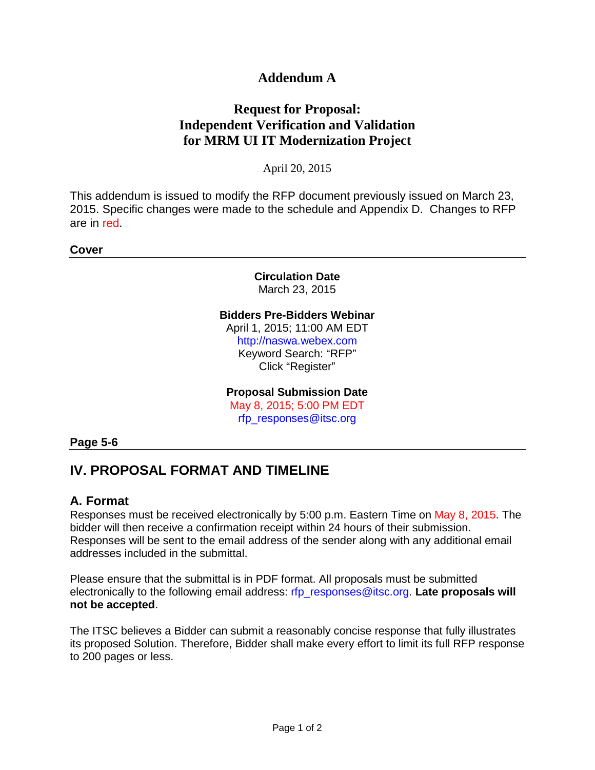# Addendum A

## Request for Proposal: Independent Verification and Validation for MRM UI IT Modernization Project

April 20, 2015

This addendum is issued to modify the RFP document previously issued on March 23, 2015. Specific changes were made to the schedule and Appendix D. Changes to RFP are in red.

**Cover**

**Circulation Date**
March 23, 2015

**Bidders Pre-Bidders Webinar**
April 1, 2015; 11:00 AM EDT
http://naswa.webex.com
Keyword Search: "RFP"
Click "Register"

**Proposal Submission Date**
May 8, 2015; 5:00 PM EDT
rfp_responses@itsc.org

**Page 5-6**

## IV. PROPOSAL FORMAT AND TIMELINE

### A. Format

Responses must be received electronically by 5:00 p.m. Eastern Time on May 8, 2015. The bidder will then receive a confirmation receipt within 24 hours of their submission. Responses will be sent to the email address of the sender along with any additional email addresses included in the submittal.

Please ensure that the submittal is in PDF format. All proposals must be submitted electronically to the following email address: rfp_responses@itsc.org. **Late proposals will not be accepted**.

The ITSC believes a Bidder can submit a reasonably concise response that fully illustrates its proposed Solution. Therefore, Bidder shall make every effort to limit its full RFP response to 200 pages or less.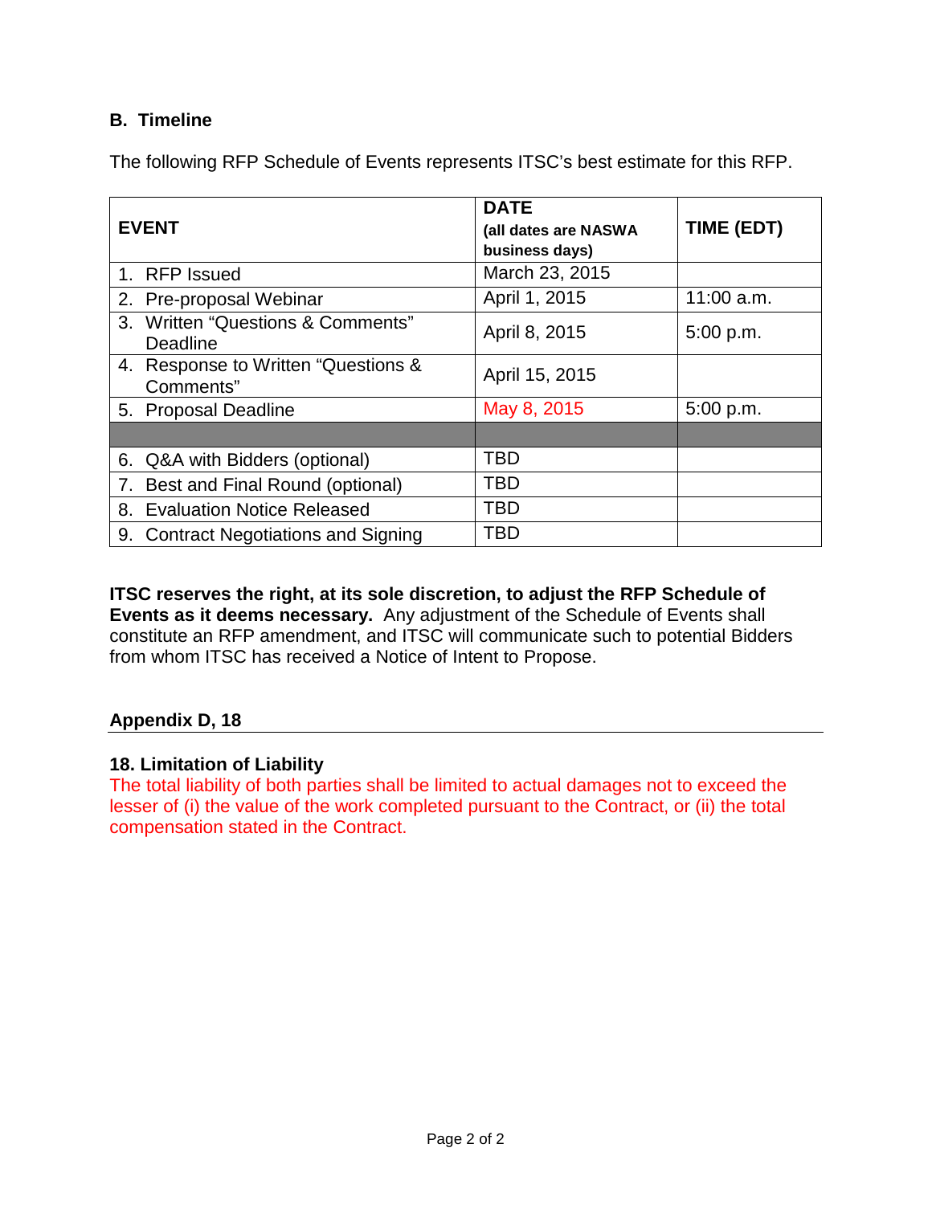## B. Timeline

The following RFP Schedule of Events represents ITSC's best estimate for this RFP.

| EVENT | DATE (all dates are NASWA business days) | TIME (EDT) |
|---|---|---|
| 1. RFP Issued | March 23, 2015 | |
| 2. Pre-proposal Webinar | April 1, 2015 | 11:00 a.m. |
| 3. Written "Questions & Comments" Deadline | April 8, 2015 | 5:00 p.m. |
| 4. Response to Written "Questions & Comments" | April 15, 2015 | |
| 5. Proposal Deadline | May 8, 2015 | 5:00 p.m. |
| | | |
| 6. Q&A with Bidders (optional) | TBD | |
| 7. Best and Final Round (optional) | TBD | |
| 8. Evaluation Notice Released | TBD | |
| 9. Contract Negotiations and Signing | TBD | |

**ITSC reserves the right, at its sole discretion, to adjust the RFP Schedule of Events as it deems necessary.** Any adjustment of the Schedule of Events shall constitute an RFP amendment, and ITSC will communicate such to potential Bidders from whom ITSC has received a Notice of Intent to Propose.

### Appendix D, 18

**18. Limitation of Liability**
The total liability of both parties shall be limited to actual damages not to exceed the lesser of (i) the value of the work completed pursuant to the Contract, or (ii) the total compensation stated in the Contract.